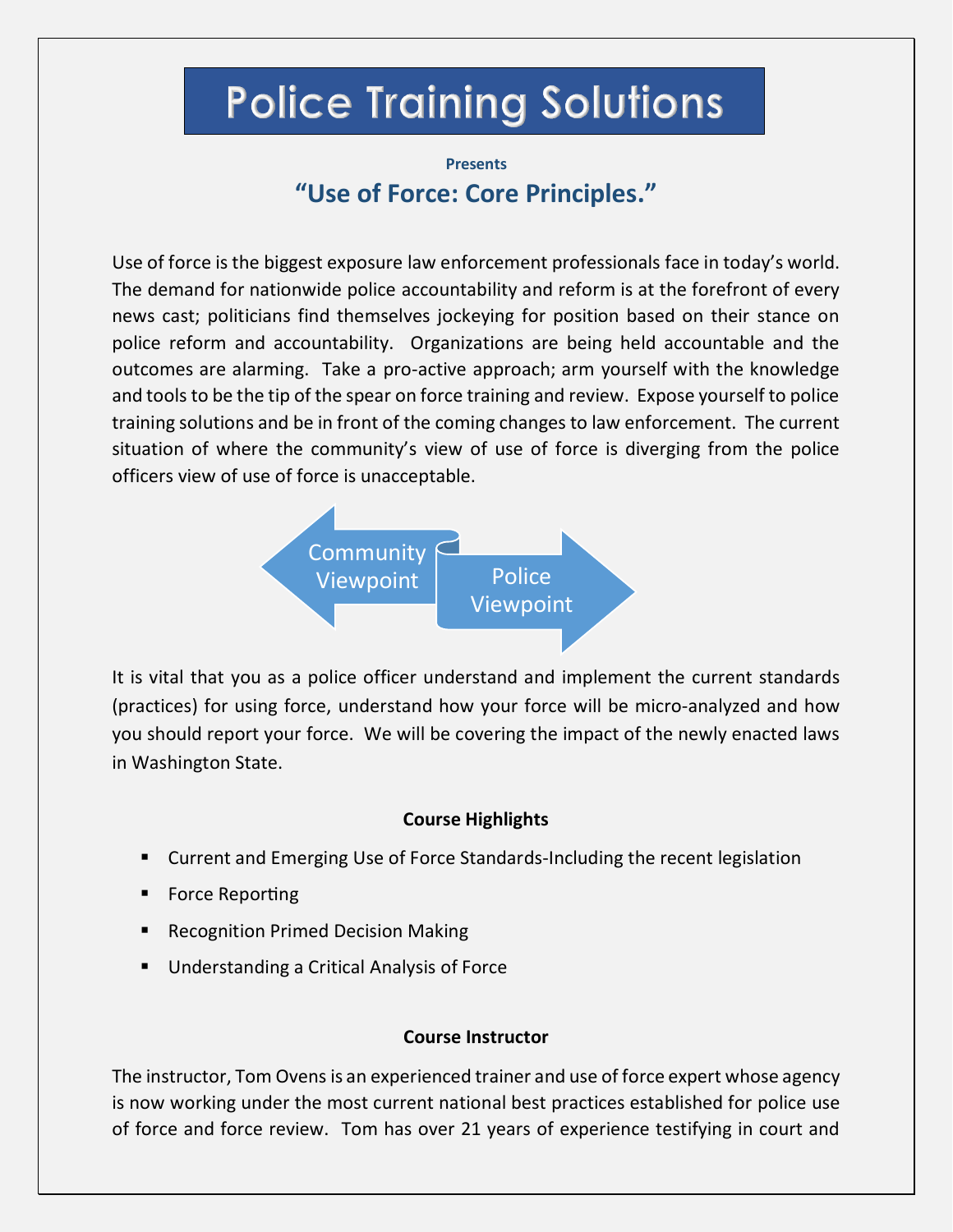# Police Training Solutions

**Presents**

## "Use of Force: Core Principles."

Use of force is the biggest exposure law enforcement professionals face in today's world. The demand for nationwide police accountability and reform is at the forefront of every news cast; politicians find themselves jockeying for position based on their stance on police reform and accountability. Organizations are being held accountable and the outcomes are alarming. Take a pro-active approach; arm yourself with the knowledge and tools to be the tip of the spear on force training and review. Expose yourself to police training solutions and be in front of the coming changes to law enforcement. The current situation of where the community's view of use of force is diverging from the police officers view of use of force is unacceptable.

Community Viewpoint ← → Police Viewpoint

It is vital that you as a police officer understand and implement the current standards (practices) for using force, understand how your force will be micro-analyzed and how you should report your force. We will be covering the impact of the newly enacted laws in Washington State.

### Course Highlights

- Current and Emerging Use of Force Standards-Including the recent legislation
- Force Reporting
- Recognition Primed Decision Making
- Understanding a Critical Analysis of Force

### Course Instructor

The instructor, Tom Ovens is an experienced trainer and use of force expert whose agency is now working under the most current national best practices established for police use of force and force review. Tom has over 21 years of experience testifying in court and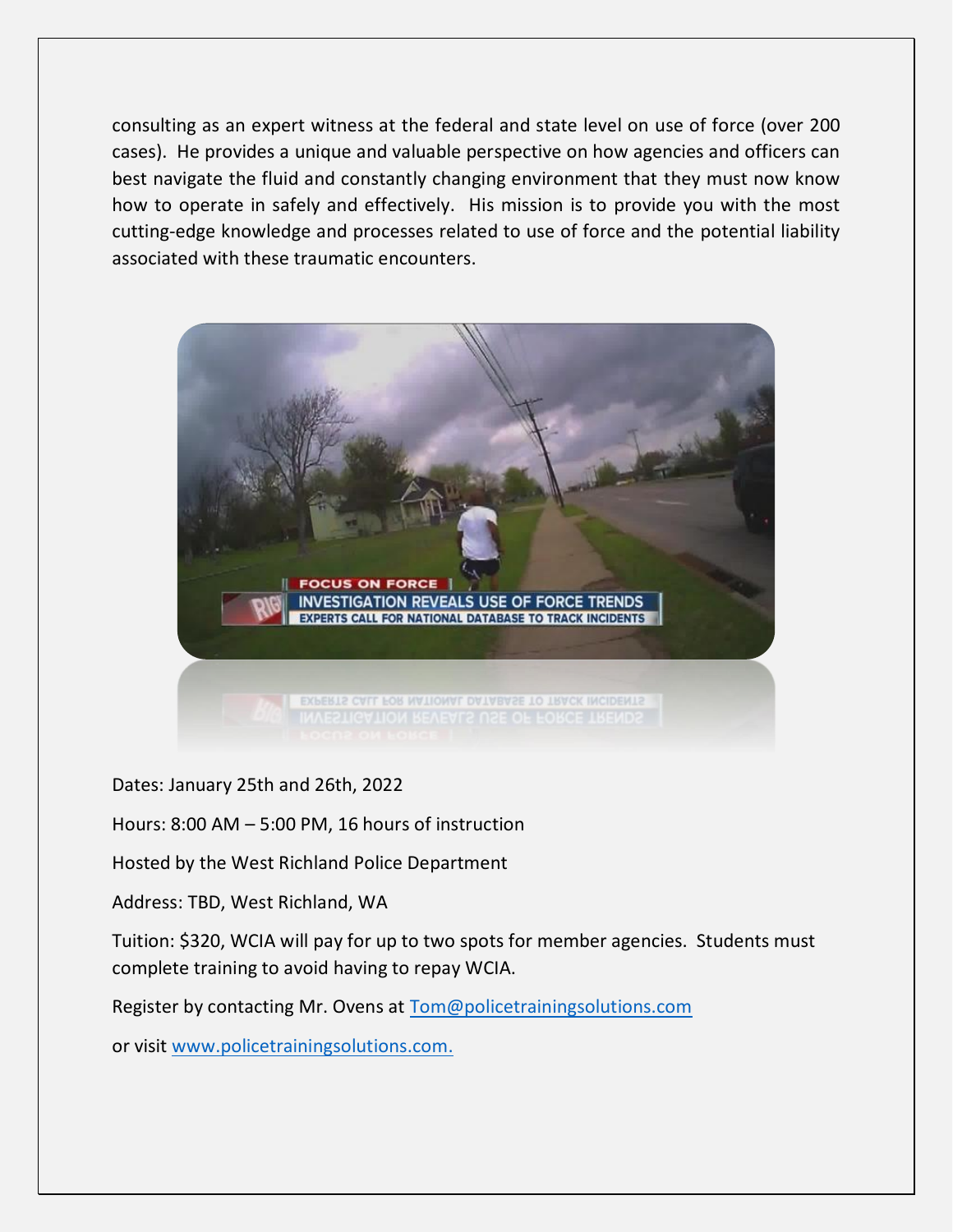consulting as an expert witness at the federal and state level on use of force (over 200 cases). He provides a unique and valuable perspective on how agencies and officers can best navigate the fluid and constantly changing environment that they must now know how to operate in safely and effectively. His mission is to provide you with the most cutting-edge knowledge and processes related to use of force and the potential liability associated with these traumatic encounters.

Dates: January 25th and 26th, 2022

Hours: 8:00 AM – 5:00 PM, 16 hours of instruction

Hosted by the West Richland Police Department

Address: TBD, West Richland, WA

Tuition: $320, WCIA will pay for up to two spots for member agencies. Students must complete training to avoid having to repay WCIA.

Register by contacting Mr. Ovens at Tom@policetrainingsolutions.com

or visit www.policetrainingsolutions.com.